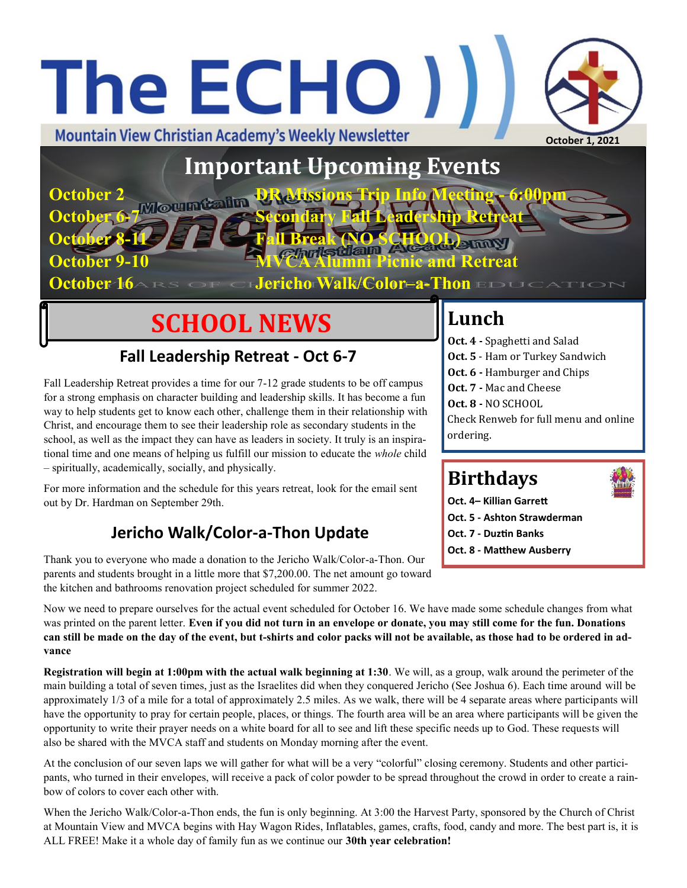# The ECHO

Mountain View Christian Academy's Weekly Newsletter

October 1, 2021

## Important Upcoming Events

| | |
|---|---|
| October 2 | DR Missions Trip Info Meeting - 6:00pm |
| October 6-7 | Secondary Fall Leadership Retreat |
| October 8-11 | Fall Break (NO SCHOOL) |
| October 9-10 | MVCA Alumni Picnic and Retreat |
| October 16 | Jericho Walk/Color–a-Thon |

# SCHOOL NEWS

### Fall Leadership Retreat - Oct 6-7

Fall Leadership Retreat provides a time for our 7-12 grade students to be off campus for a strong emphasis on character building and leadership skills. It has become a fun way to help students get to know each other, challenge them in their relationship with Christ, and encourage them to see their leadership role as secondary students in the school, as well as the impact they can have as leaders in society. It truly is an inspirational time and one means of helping us fulfill our mission to educate the *whole* child – spiritually, academically, socially, and physically.

For more information and the schedule for this years retreat, look for the email sent out by Dr. Hardman on September 29th.

### Jericho Walk/Color-a-Thon Update

Thank you to everyone who made a donation to the Jericho Walk/Color-a-Thon. Our parents and students brought in a little more that $7,200.00. The net amount go toward the kitchen and bathrooms renovation project scheduled for summer 2022.

Now we need to prepare ourselves for the actual event scheduled for October 16. We have made some schedule changes from what was printed on the parent letter. **Even if you did not turn in an envelope or donate, you may still come for the fun. Donations can still be made on the day of the event, but t-shirts and color packs will not be available, as those had to be ordered in advance**

**Registration will begin at 1:00pm with the actual walk beginning at 1:30**. We will, as a group, walk around the perimeter of the main building a total of seven times, just as the Israelites did when they conquered Jericho (See Joshua 6). Each time around will be approximately 1/3 of a mile for a total of approximately 2.5 miles. As we walk, there will be 4 separate areas where participants will have the opportunity to pray for certain people, places, or things. The fourth area will be an area where participants will be given the opportunity to write their prayer needs on a white board for all to see and lift these specific needs up to God. These requests will also be shared with the MVCA staff and students on Monday morning after the event.

At the conclusion of our seven laps we will gather for what will be a very "colorful" closing ceremony. Students and other participants, who turned in their envelopes, will receive a pack of color powder to be spread throughout the crowd in order to create a rainbow of colors to cover each other with.

When the Jericho Walk/Color-a-Thon ends, the fun is only beginning. At 3:00 the Harvest Party, sponsored by the Church of Christ at Mountain View and MVCA begins with Hay Wagon Rides, Inflatables, games, crafts, food, candy and more. The best part is, it is ALL FREE! Make it a whole day of family fun as we continue our **30th year celebration!**

## Lunch

**Oct. 4 -** Spaghetti and Salad
**Oct. 5 -** Ham or Turkey Sandwich
**Oct. 6 -** Hamburger and Chips
**Oct. 7 -** Mac and Cheese
**Oct. 8 -** NO SCHOOL
Check Renweb for full menu and online ordering.

## Birthdays

**Oct. 4– Killian Garrett**
**Oct. 5 - Ashton Strawderman**
**Oct. 7 - Duztin Banks**
**Oct. 8 - Matthew Ausberry**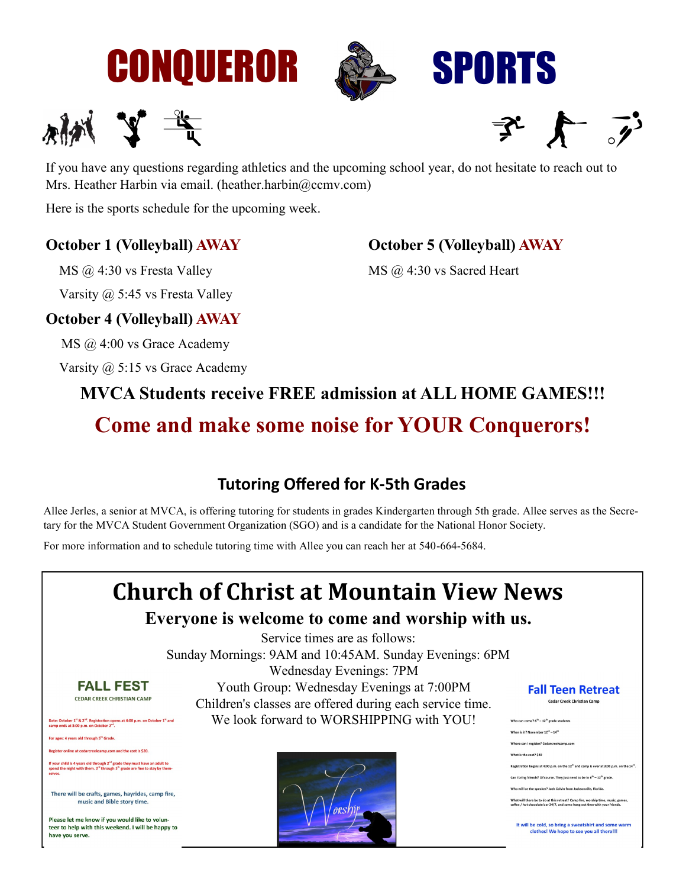# CONQUEROR SPORTS

If you have any questions regarding athletics and the upcoming school year, do not hesitate to reach out to Mrs. Heather Harbin via email. (heather.harbin@ccmv.com)

Here is the sports schedule for the upcoming week.

**October 1 (Volleyball) AWAY**

MS @ 4:30 vs Fresta Valley

Varsity @ 5:45 vs Fresta Valley

**October 4 (Volleyball) AWAY**

MS @ 4:00 vs Grace Academy

Varsity @ 5:15 vs Grace Academy

**October 5 (Volleyball) AWAY**

MS @ 4:30 vs Sacred Heart

**MVCA Students receive FREE admission at ALL HOME GAMES!!!**

**Come and make some noise for YOUR Conquerors!**

## Tutoring Offered for K-5th Grades

Allee Jerles, a senior at MVCA, is offering tutoring for students in grades Kindergarten through 5th grade. Allee serves as the Secretary for the MVCA Student Government Organization (SGO) and is a candidate for the National Honor Society.

For more information and to schedule tutoring time with Allee you can reach her at 540-664-5684.

# Church of Christ at Mountain View News

## Everyone is welcome to come and worship with us.

Service times are as follows:
Sunday Mornings: 9AM and 10:45AM. Sunday Evenings: 6PM
Wednesday Evenings: 7PM
Youth Group: Wednesday Evenings at 7:00PM
Children's classes are offered during each service time.
We look forward to WORSHIPPING with YOU!

### FALL FEST

CEDAR CREEK CHRISTIAN CAMP

Date: October 1st & 2nd. Registration opens at 4:00 p.m. on October 1st and camp ends at 3:00 p.m. on October 2nd.

For ages: 4 years old through 5th Grade.

Register online at cedarcreekcamp.com and the cost is $20.

If your child is 4 years old through 2nd grade they must have an adult to spend the night with them. 3rd through 5th grade are fine to stay by themselves.

There will be crafts, games, hayrides, camp fire, music and Bible story time.

Please let me know if you would like to volunteer to help with this weekend. I will be happy to have you serve.

### Fall Teen Retreat

Cedar Creek Christian Camp

Who can come? 6th – 12th grade students

When is it? November 12th – 14th

Where can I register? Cedarcreekcamp.com

What is the cost? $40

Registration begins at 4:00 p.m. on the 12th and camp is over at 3:00 p.m. on the 14th.

Can I bring friends? Of course. They just need to be in 6th – 12th grade.

Who will be the speaker? Josh Colvin from Jacksonville, Florida.

What will there be to do at this retreat? Camp fire, worship time, music, games, coffee / hot chocolate bar 24/7, and some hang out time with your friends.

It will be cold, so bring a sweatshirt and some warm clothes! We hope to see you all there!!!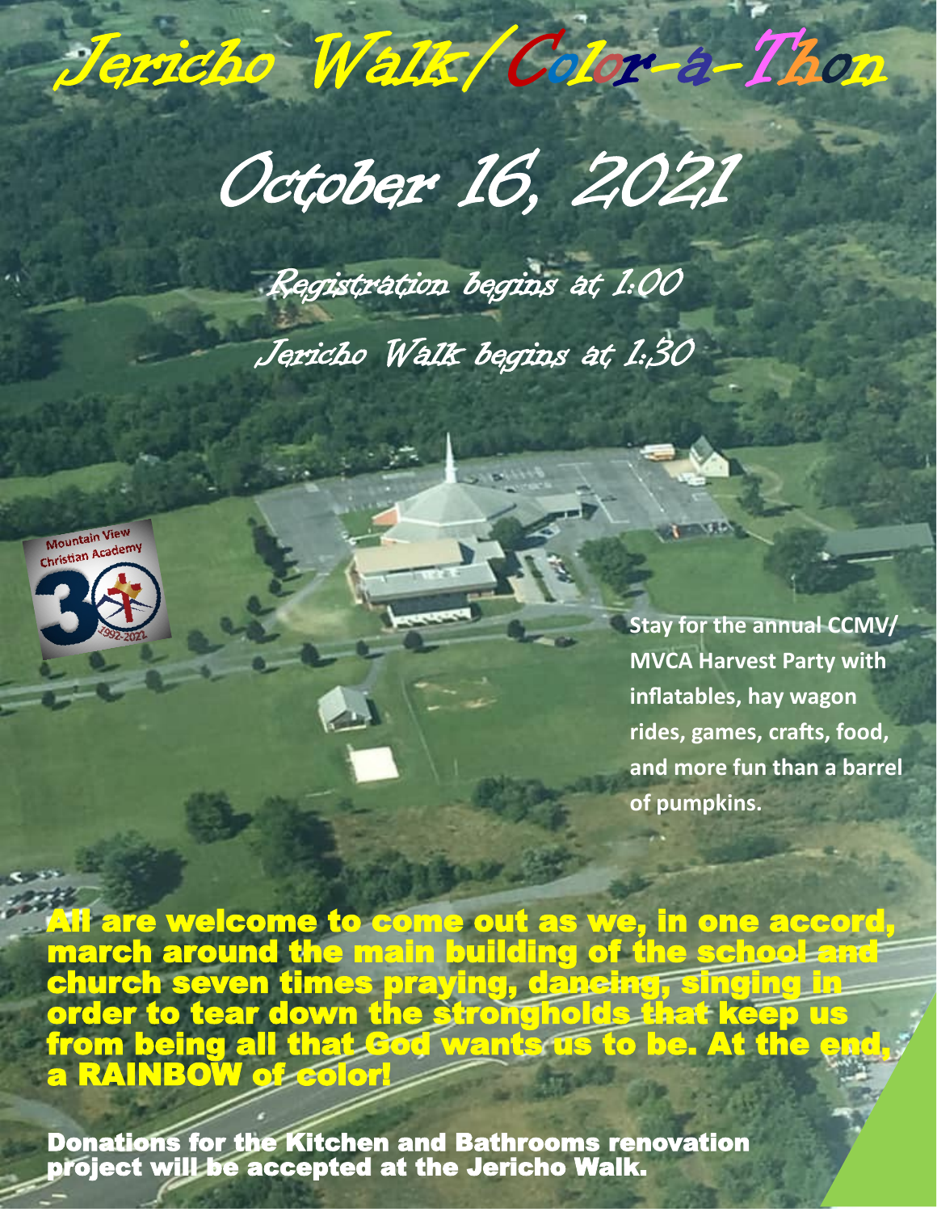# Jericho Walk/Color-a-Thon

## October 16, 2021

Registration begins at 1:00

Jericho Walk begins at 1:30

Mountain View Christian Academy
1992-2022

**Stay for the annual CCMV/ MVCA Harvest Party with inflatables, hay wagon rides, games, crafts, food, and more fun than a barrel of pumpkins.**

**All are welcome to come out as we, in one accord, march around the main building of the school and church seven times praying, dancing, singing in order to tear down the strongholds that keep us from being all that God wants us to be. At the end, a RAINBOW of color!**

**Donations for the Kitchen and Bathrooms renovation project will be accepted at the Jericho Walk.**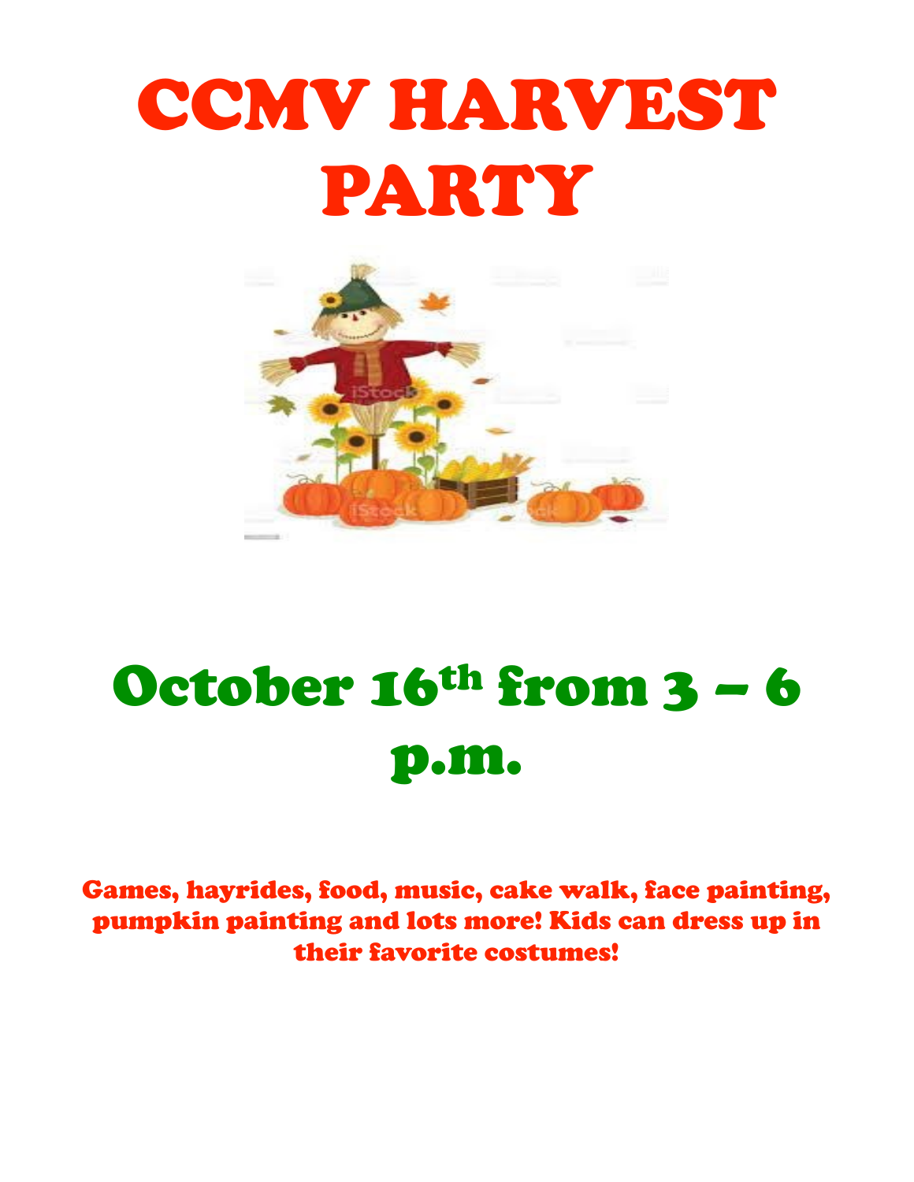# CCMV HARVEST PARTY

## October 16th from 3 – 6 p.m.

**Games, hayrides, food, music, cake walk, face painting, pumpkin painting and lots more! Kids can dress up in their favorite costumes!**